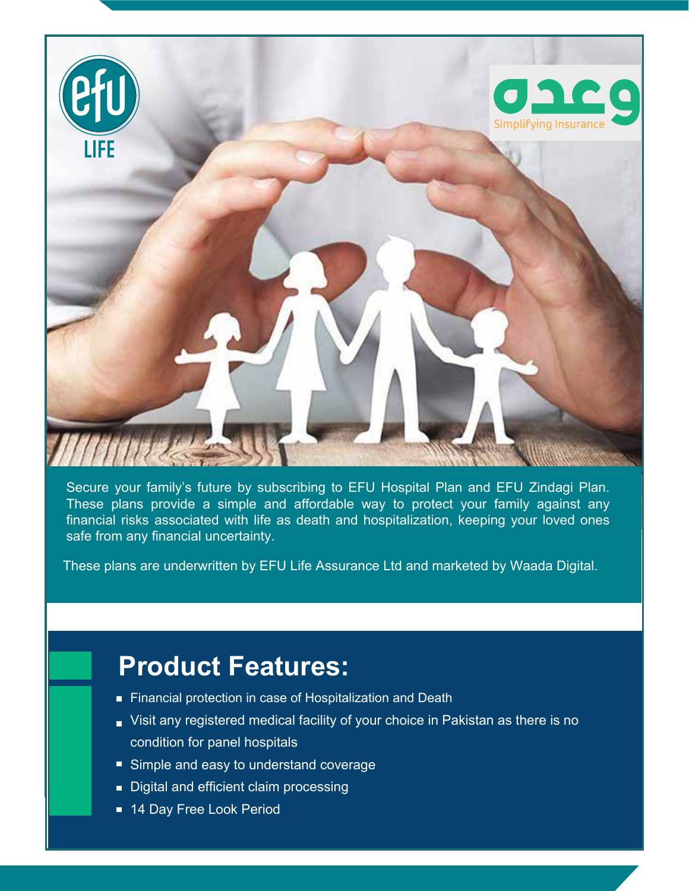EFU LIFE

وعدہ

Simplifying Insurance

Secure your family's future by subscribing to EFU Hospital Plan and EFU Zindagi Plan. These plans provide a simple and affordable way to protect your family against any financial risks associated with life as death and hospitalization, keeping your loved ones safe from any financial uncertainty.

These plans are underwritten by EFU Life Assurance Ltd and marketed by Waada Digital.

## Product Features:

- Financial protection in case of Hospitalization and Death
- Visit any registered medical facility of your choice in Pakistan as there is no condition for panel hospitals
- Simple and easy to understand coverage
- Digital and efficient claim processing
- 14 Day Free Look Period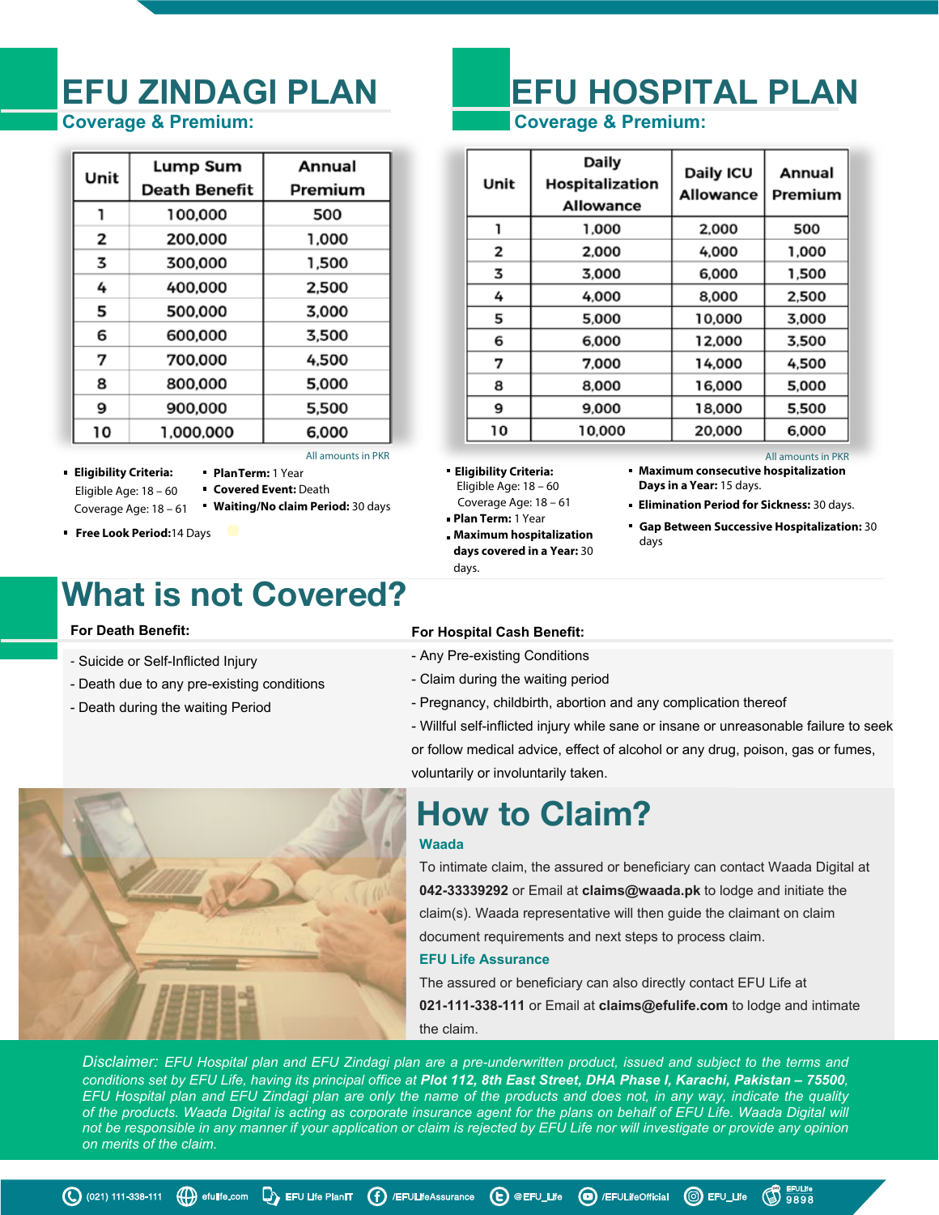# EFU ZINDAGI PLAN

## Coverage & Premium:

| Unit | Lump Sum Death Benefit | Annual Premium |
|---|---|---|
| 1 | 100,000 | 500 |
| 2 | 200,000 | 1,000 |
| 3 | 300,000 | 1,500 |
| 4 | 400,000 | 2,500 |
| 5 | 500,000 | 3,000 |
| 6 | 600,000 | 3,500 |
| 7 | 700,000 | 4,500 |
| 8 | 800,000 | 5,000 |
| 9 | 900,000 | 5,500 |
| 10 | 1,000,000 | 6,000 |

All amounts in PKR

- **Eligibility Criteria:**
  Eligible Age: 18 – 60
  Coverage Age: 18 – 61
- **Free Look Period:** 14 Days
- **PlanTerm:** 1 Year
- **Covered Event:** Death
- **Waiting/No claim Period:** 30 days

# EFU HOSPITAL PLAN

## Coverage & Premium:

| Unit | Daily Hospitalization Allowance | Daily ICU Allowance | Annual Premium |
|---|---|---|---|
| 1 | 1,000 | 2,000 | 500 |
| 2 | 2,000 | 4,000 | 1,000 |
| 3 | 3,000 | 6,000 | 1,500 |
| 4 | 4,000 | 8,000 | 2,500 |
| 5 | 5,000 | 10,000 | 3,000 |
| 6 | 6,000 | 12,000 | 3,500 |
| 7 | 7,000 | 14,000 | 4,500 |
| 8 | 8,000 | 16,000 | 5,000 |
| 9 | 9,000 | 18,000 | 5,500 |
| 10 | 10,000 | 20,000 | 6,000 |

All amounts in PKR

- **Eligibility Criteria:**
  Eligible Age: 18 – 60
  Coverage Age: 18 – 61
- **Plan Term:** 1 Year
- **Maximum hospitalization days covered in a Year:** 30 days.
- **Maximum consecutive hospitalization Days in a Year:** 15 days.
- **Elimination Period for Sickness:** 30 days.
- **Gap Between Successive Hospitalization:** 30 days

# What is not Covered?

**For Death Benefit:**

- Suicide or Self-Inflicted Injury
- Death due to any pre-existing conditions
- Death during the waiting Period

**For Hospital Cash Benefit:**

- Any Pre-existing Conditions
- Claim during the waiting period
- Pregnancy, childbirth, abortion and any complication thereof
- Willful self-inflicted injury while sane or insane or unreasonable failure to seek or follow medical advice, effect of alcohol or any drug, poison, gas or fumes, voluntarily or involuntarily taken.

# How to Claim?

**Waada**

To intimate claim, the assured or beneficiary can contact Waada Digital at **042-33339292** or Email at **claims@waada.pk** to lodge and initiate the claim(s). Waada representative will then guide the claimant on claim document requirements and next steps to process claim.

**EFU Life Assurance**

The assured or beneficiary can also directly contact EFU Life at **021-111-338-111** or Email at **claims@efulife.com** to lodge and intimate the claim.

*Disclaimer: EFU Hospital plan and EFU Zindagi plan are a pre-underwritten product, issued and subject to the terms and conditions set by EFU Life, having its principal office at **Plot 112, 8th East Street, DHA Phase I, Karachi, Pakistan – 75500**, EFU Hospital plan and EFU Zindagi plan are only the name of the products and does not, in any way, indicate the quality of the products. Waada Digital is acting as corporate insurance agent for the plans on behalf of EFU Life. Waada Digital will not be responsible in any manner if your application or claim is rejected by EFU Life nor will investigate or provide any opinion on merits of the claim.*

(021) 111-338-111 | efulife.com | EFU Life PlanIT | /EFULifeAssurance | @EFU_Life | /EFULifeOfficial | EFU_Life | EFULife 9898